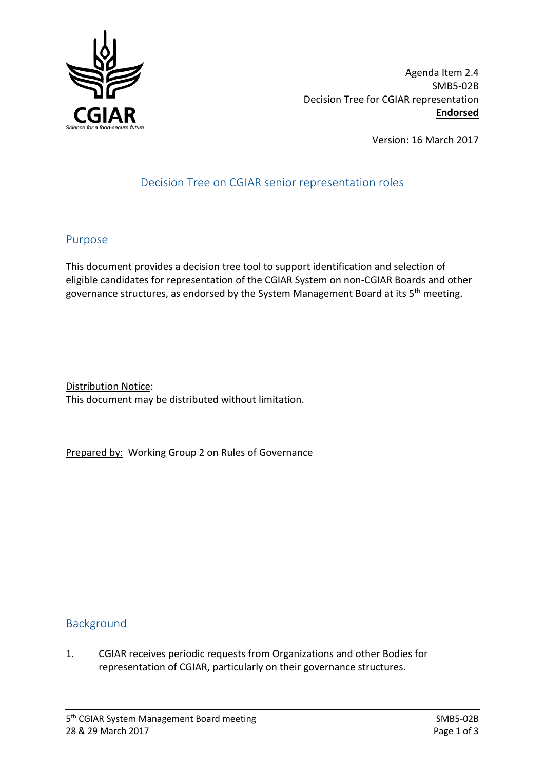Agenda Item 2.4
SMB5-02B
Decision Tree for CGIAR representation
**Endorsed**

Version: 16 March 2017

# Decision Tree on CGIAR senior representation roles

## Purpose

This document provides a decision tree tool to support identification and selection of eligible candidates for representation of the CGIAR System on non-CGIAR Boards and other governance structures, as endorsed by the System Management Board at its 5th meeting.

Distribution Notice:
This document may be distributed without limitation.

Prepared by: Working Group 2 on Rules of Governance

## Background

1. CGIAR receives periodic requests from Organizations and other Bodies for representation of CGIAR, particularly on their governance structures.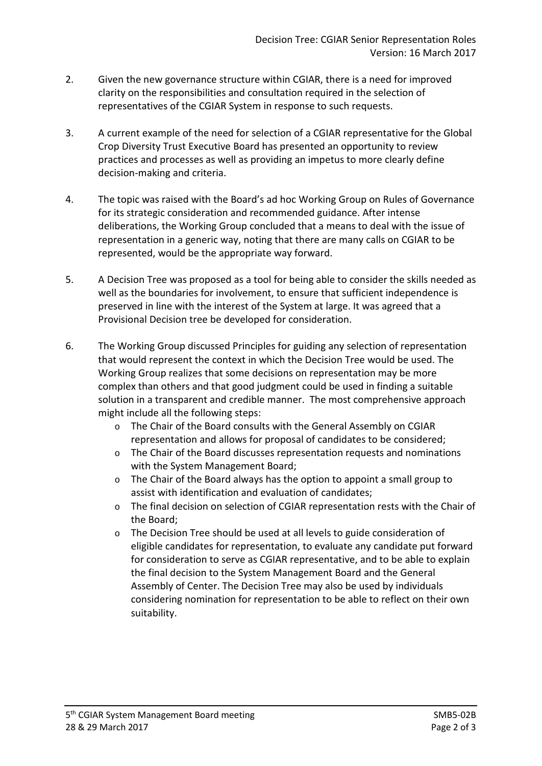2. Given the new governance structure within CGIAR, there is a need for improved clarity on the responsibilities and consultation required in the selection of representatives of the CGIAR System in response to such requests.

3. A current example of the need for selection of a CGIAR representative for the Global Crop Diversity Trust Executive Board has presented an opportunity to review practices and processes as well as providing an impetus to more clearly define decision-making and criteria.

4. The topic was raised with the Board's ad hoc Working Group on Rules of Governance for its strategic consideration and recommended guidance. After intense deliberations, the Working Group concluded that a means to deal with the issue of representation in a generic way, noting that there are many calls on CGIAR to be represented, would be the appropriate way forward.

5. A Decision Tree was proposed as a tool for being able to consider the skills needed as well as the boundaries for involvement, to ensure that sufficient independence is preserved in line with the interest of the System at large. It was agreed that a Provisional Decision tree be developed for consideration.

6. The Working Group discussed Principles for guiding any selection of representation that would represent the context in which the Decision Tree would be used. The Working Group realizes that some decisions on representation may be more complex than others and that good judgment could be used in finding a suitable solution in a transparent and credible manner. The most comprehensive approach might include all the following steps:
   - The Chair of the Board consults with the General Assembly on CGIAR representation and allows for proposal of candidates to be considered;
   - The Chair of the Board discusses representation requests and nominations with the System Management Board;
   - The Chair of the Board always has the option to appoint a small group to assist with identification and evaluation of candidates;
   - The final decision on selection of CGIAR representation rests with the Chair of the Board;
   - The Decision Tree should be used at all levels to guide consideration of eligible candidates for representation, to evaluate any candidate put forward for consideration to serve as CGIAR representative, and to be able to explain the final decision to the System Management Board and the General Assembly of Center. The Decision Tree may also be used by individuals considering nomination for representation to be able to reflect on their own suitability.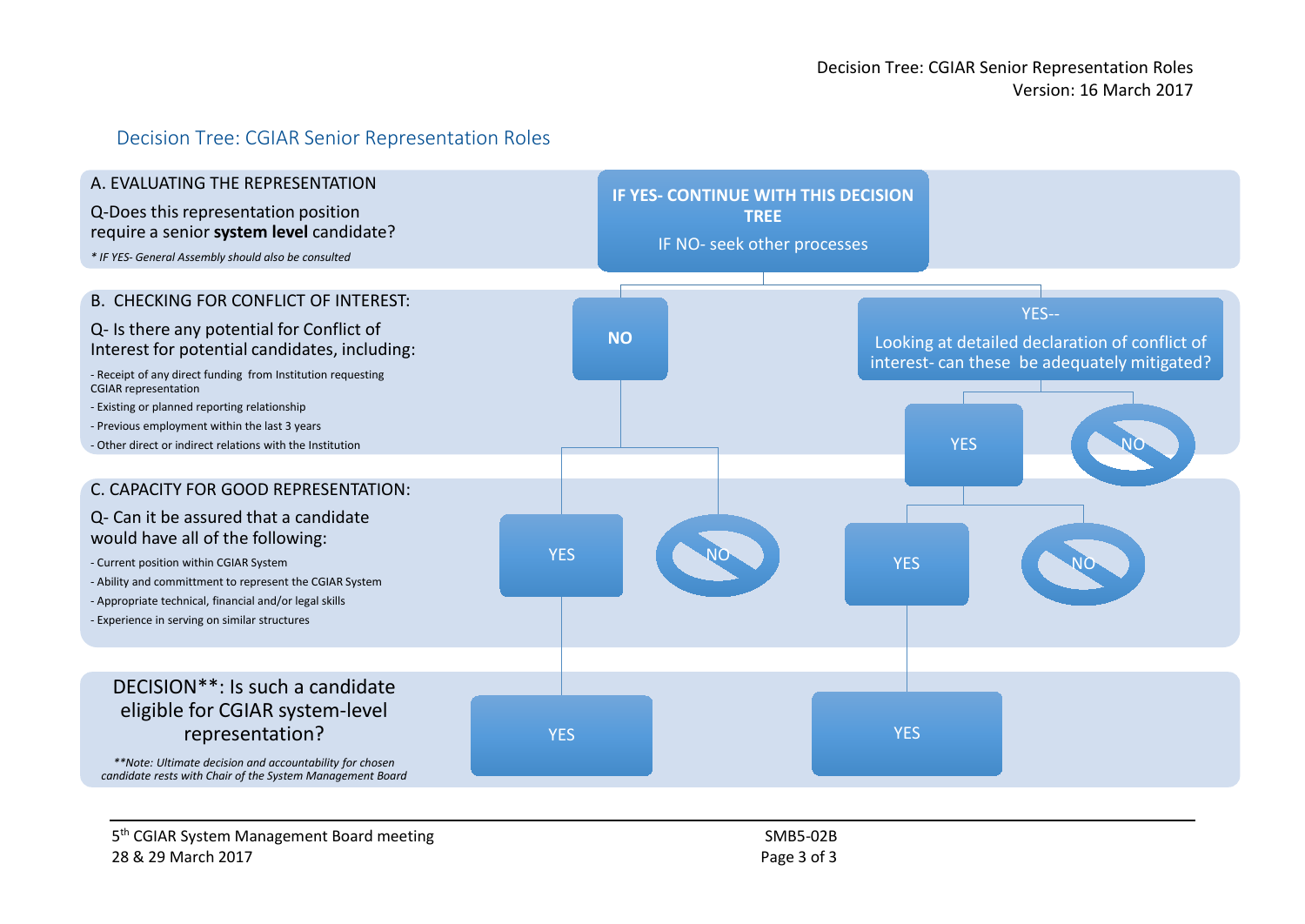## Decision Tree: CGIAR Senior Representation Roles

### A. EVALUATING THE REPRESENTATION

Q-Does this representation position require a senior **system level** candidate?

*\* IF YES- General Assembly should also be consulted*

**IF YES- CONTINUE WITH THIS DECISION TREE**

IF NO- seek other processes

### B. CHECKING FOR CONFLICT OF INTEREST:

Q- Is there any potential for Conflict of Interest for potential candidates, including:

- Receipt of any direct funding from Institution requesting CGIAR representation
- Existing or planned reporting relationship
- Previous employment within the last 3 years
- Other direct or indirect relations with the Institution

**NO**

YES--

Looking at detailed declaration of conflict of interest- can these be adequately mitigated?

YES

NO

### C. CAPACITY FOR GOOD REPRESENTATION:

Q- Can it be assured that a candidate would have all of the following:

- Current position within CGIAR System
- Ability and committment to represent the CGIAR System
- Appropriate technical, financial and/or legal skills
- Experience in serving on similar structures

YES

NO

YES

NO

### DECISION**: Is such a candidate eligible for CGIAR system-level representation?

*\*\*Note: Ultimate decision and accountability for chosen candidate rests with Chair of the System Management Board*

YES

YES